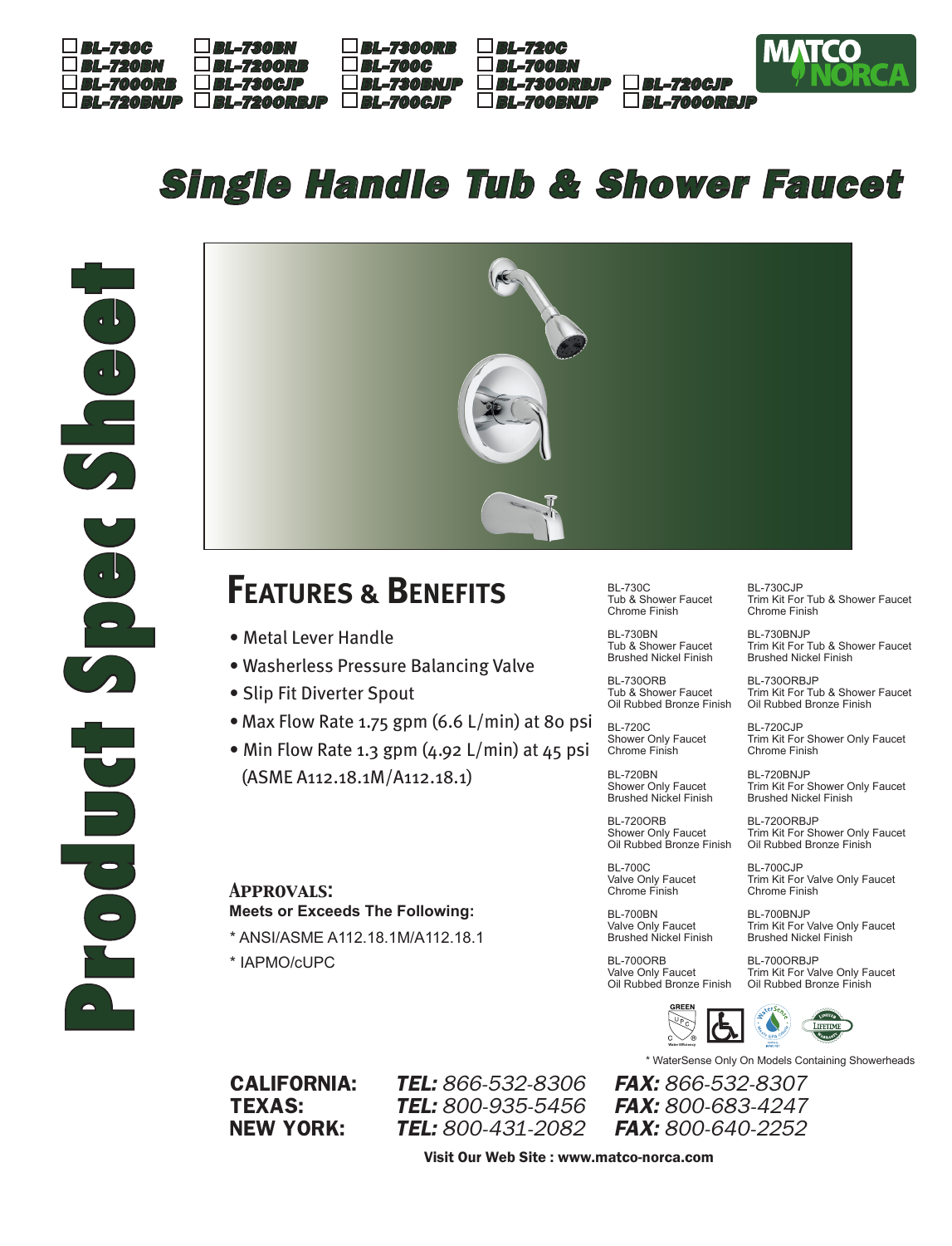☐ BL-730C ☐ BL-730BN ☐ BL-730ORB ☐ BL-720C
☐ BL-720BN ☐ BL-720ORB ☐ BL-700C ☐ BL-700BN
☐ BL-700ORB ☐ BL-730CJP ☐ BL-730BNJP ☐ BL-730ORBJP ☐ BL-720CJP
☐ BL-720BNJP ☐ BL-720ORBJP ☐ BL-700CJP ☐ BL-700BNJP ☐ BL-700ORBJP

MATCO NORCA

# Single Handle Tub & Shower Faucet

Product Spec Sheet

## Features & Benefits

- Metal Lever Handle
- Washerless Pressure Balancing Valve
- Slip Fit Diverter Spout
- Max Flow Rate 1.75 gpm (6.6 L/min) at 80 psi
- Min Flow Rate 1.3 gpm (4.92 L/min) at 45 psi (ASME A112.18.1M/A112.18.1)

### Approvals:

**Meets or Exceeds The Following:**

* ANSI/ASME A112.18.1M/A112.18.1
* IAPMO/cUPC

BL-730C
Tub & Shower Faucet
Chrome Finish

BL-730BN
Tub & Shower Faucet
Brushed Nickel Finish

BL-730ORB
Tub & Shower Faucet
Oil Rubbed Bronze Finish

BL-720C
Shower Only Faucet
Chrome Finish

BL-720BN
Shower Only Faucet
Brushed Nickel Finish

BL-720ORB
Shower Only Faucet
Oil Rubbed Bronze Finish

BL-700C
Valve Only Faucet
Chrome Finish

BL-700BN
Valve Only Faucet
Brushed Nickel Finish

BL-700ORB
Valve Only Faucet
Oil Rubbed Bronze Finish

BL-730CJP
Trim Kit For Tub & Shower Faucet
Chrome Finish

BL-730BNJP
Trim Kit For Tub & Shower Faucet
Brushed Nickel Finish

BL-730ORBJP
Trim Kit For Tub & Shower Faucet
Oil Rubbed Bronze Finish

BL-720CJP
Trim Kit For Shower Only Faucet
Chrome Finish

BL-720BNJP
Trim Kit For Shower Only Faucet
Brushed Nickel Finish

BL-720ORBJP
Trim Kit For Shower Only Faucet
Oil Rubbed Bronze Finish

BL-700CJP
Trim Kit For Valve Only Faucet
Chrome Finish

BL-700BNJP
Trim Kit For Valve Only Faucet
Brushed Nickel Finish

BL-700ORBJP
Trim Kit For Valve Only Faucet
Oil Rubbed Bronze Finish

* WaterSense Only On Models Containing Showerheads

| | | |
|---|---|---|
| **CALIFORNIA:** | ***TEL:*** *866-532-8306* | ***FAX:*** *866-532-8307* |
| **TEXAS:** | ***TEL:*** *800-935-5456* | ***FAX:*** *800-683-4247* |
| **NEW YORK:** | ***TEL:*** *800-431-2082* | ***FAX:*** *800-640-2252* |

**Visit Our Web Site : www.matco-norca.com**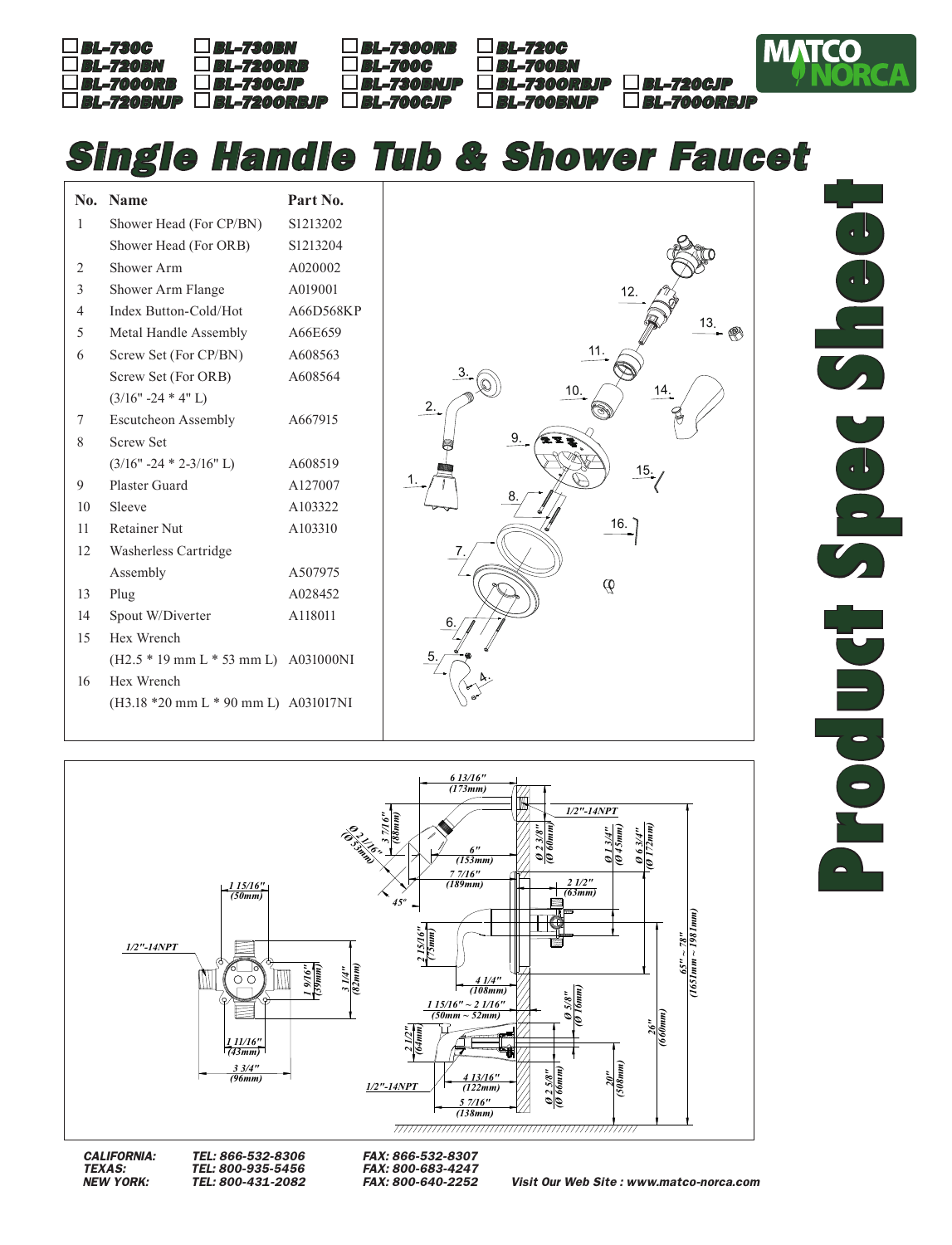☐ BL-730C ☐ BL-730BN ☐ BL-730ORB ☐ BL-720C
☐ BL-720BN ☐ BL-720ORB ☐ BL-700C ☐ BL-700BN
☐ BL-700ORB ☐ BL-730CJP ☐ BL-730BNJP ☐ BL-730ORBJP ☐ BL-720CJP
☐ BL-720BNJP ☐ BL-720ORBJP ☐ BL-700CJP ☐ BL-700BNJP ☐ BL-700ORBJP

MATCO NORCA

# Single Handle Tub & Shower Faucet

**Product Spec Sheet**

| No. | Name | Part No. |
|---|---|---|
| 1 | Shower Head (For CP/BN) | S1213202 |
| | Shower Head (For ORB) | S1213204 |
| 2 | Shower Arm | A020002 |
| 3 | Shower Arm Flange | A019001 |
| 4 | Index Button-Cold/Hot | A66D568KP |
| 5 | Metal Handle Assembly | A66E659 |
| 6 | Screw Set (For CP/BN) | A608563 |
| | Screw Set (For ORB) | A608564 |
| | (3/16" -24 * 4" L) | |
| 7 | Escutcheon Assembly | A667915 |
| 8 | Screw Set | |
| | (3/16" -24 * 2-3/16" L) | A608519 |
| 9 | Plaster Guard | A127007 |
| 10 | Sleeve | A103322 |
| 11 | Retainer Nut | A103310 |
| 12 | Washerless Cartridge | |
| | Assembly | A507975 |
| 13 | Plug | A028452 |
| 14 | Spout W/Diverter | A118011 |
| 15 | Hex Wrench | |
| | (H2.5 * 19 mm L * 53 mm L) | A031000NI |
| 16 | Hex Wrench | |
| | (H3.18 *20 mm L * 90 mm L) | A031017NI |

1. 2. 3. 4. 5. 6. 7. 8. 9. 10. 11. 12. 13. 14. 15. 16.

6 13/16" (173mm)
1/2"-14NPT
3 7/16" (88mm)
Ø 2 1/16" (Ø 53mm)
6" (153mm)
7 7/16" (189mm)
Ø 2 3/8" (Ø 60mm)
Ø 1 3/4" (Ø 45mm)
Ø 6 3/4" (Ø 172mm)
45°
2 1/2" (63mm)
1 15/16" (50mm)
1/2"-14NPT
1 9/16" (39mm)
3 1/4" (82mm)
2 15/16" (75mm)
4 1/4" (108mm)
1 15/16" ~ 2 1/16" (50mm ~ 52mm)
Ø 5/8" (Ø 16mm)
65" ~ 78" (1651mm ~ 1981mm)
26" (660mm)
1 11/16" (43mm)
3 3/4" (96mm)
2 1/2" (64mm)
1/2"-14NPT
4 13/16" (122mm)
5 7/16" (138mm)
Ø 2 5/8" (Ø 66mm)
20" (508mm)

| | | |
|---|---|---|
| CALIFORNIA: | TEL: 866-532-8306 | FAX: 866-532-8307 |
| TEXAS: | TEL: 800-935-5456 | FAX: 800-683-4247 |
| NEW YORK: | TEL: 800-431-2082 | FAX: 800-640-2252 |

Visit Our Web Site : www.matco-norca.com